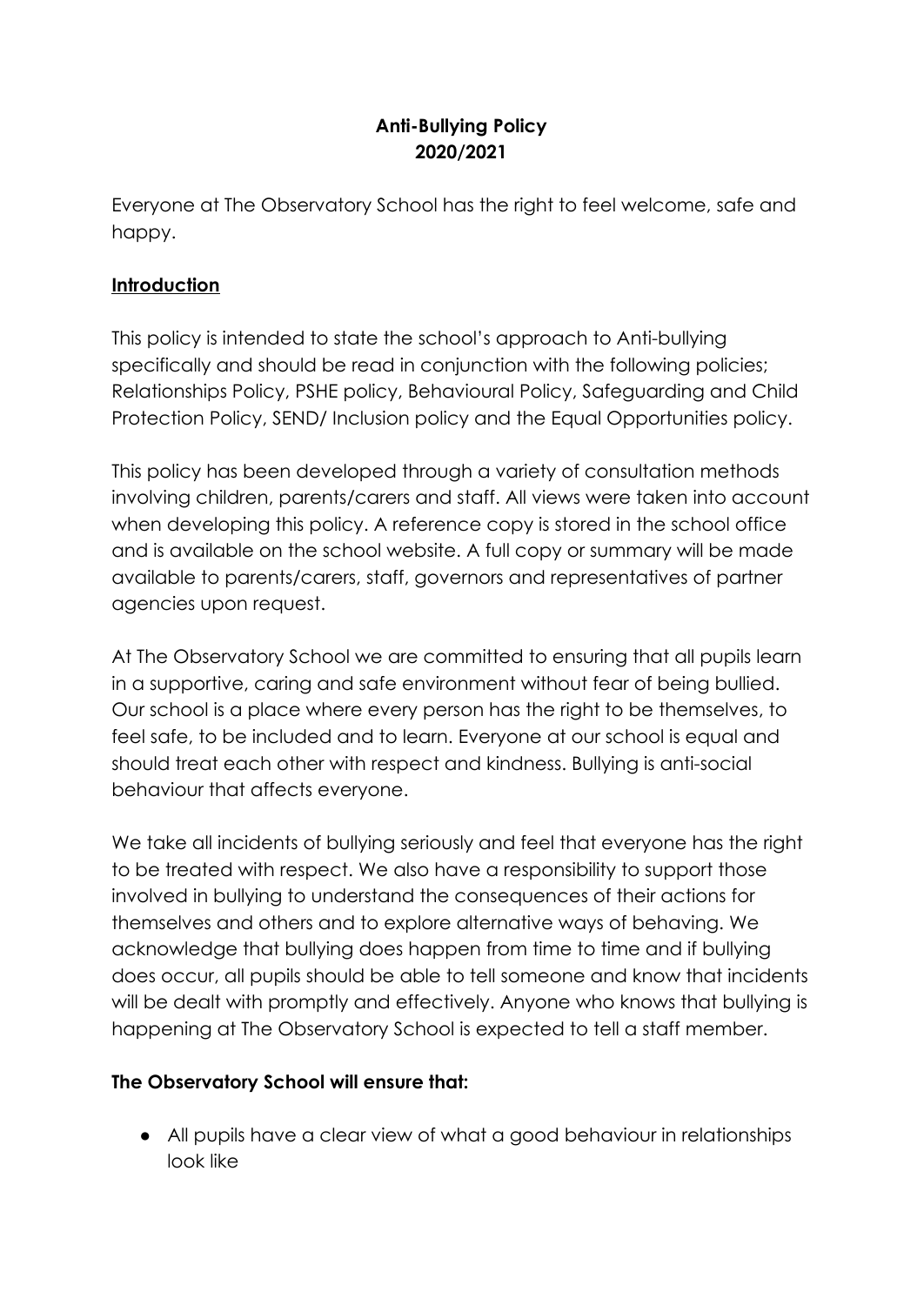**Anti-Bullying Policy**
**2020/2021**

Everyone at The Observatory School has the right to feel welcome, safe and happy.

## Introduction

This policy is intended to state the school's approach to Anti-bullying specifically and should be read in conjunction with the following policies; Relationships Policy, PSHE policy, Behavioural Policy, Safeguarding and Child Protection Policy, SEND/ Inclusion policy and the Equal Opportunities policy.

This policy has been developed through a variety of consultation methods involving children, parents/carers and staff. All views were taken into account when developing this policy. A reference copy is stored in the school office and is available on the school website. A full copy or summary will be made available to parents/carers, staff, governors and representatives of partner agencies upon request.

At The Observatory School we are committed to ensuring that all pupils learn in a supportive, caring and safe environment without fear of being bullied. Our school is a place where every person has the right to be themselves, to feel safe, to be included and to learn. Everyone at our school is equal and should treat each other with respect and kindness. Bullying is anti-social behaviour that affects everyone.

We take all incidents of bullying seriously and feel that everyone has the right to be treated with respect. We also have a responsibility to support those involved in bullying to understand the consequences of their actions for themselves and others and to explore alternative ways of behaving. We acknowledge that bullying does happen from time to time and if bullying does occur, all pupils should be able to tell someone and know that incidents will be dealt with promptly and effectively. Anyone who knows that bullying is happening at The Observatory School is expected to tell a staff member.

**The Observatory School will ensure that:**

- All pupils have a clear view of what a good behaviour in relationships look like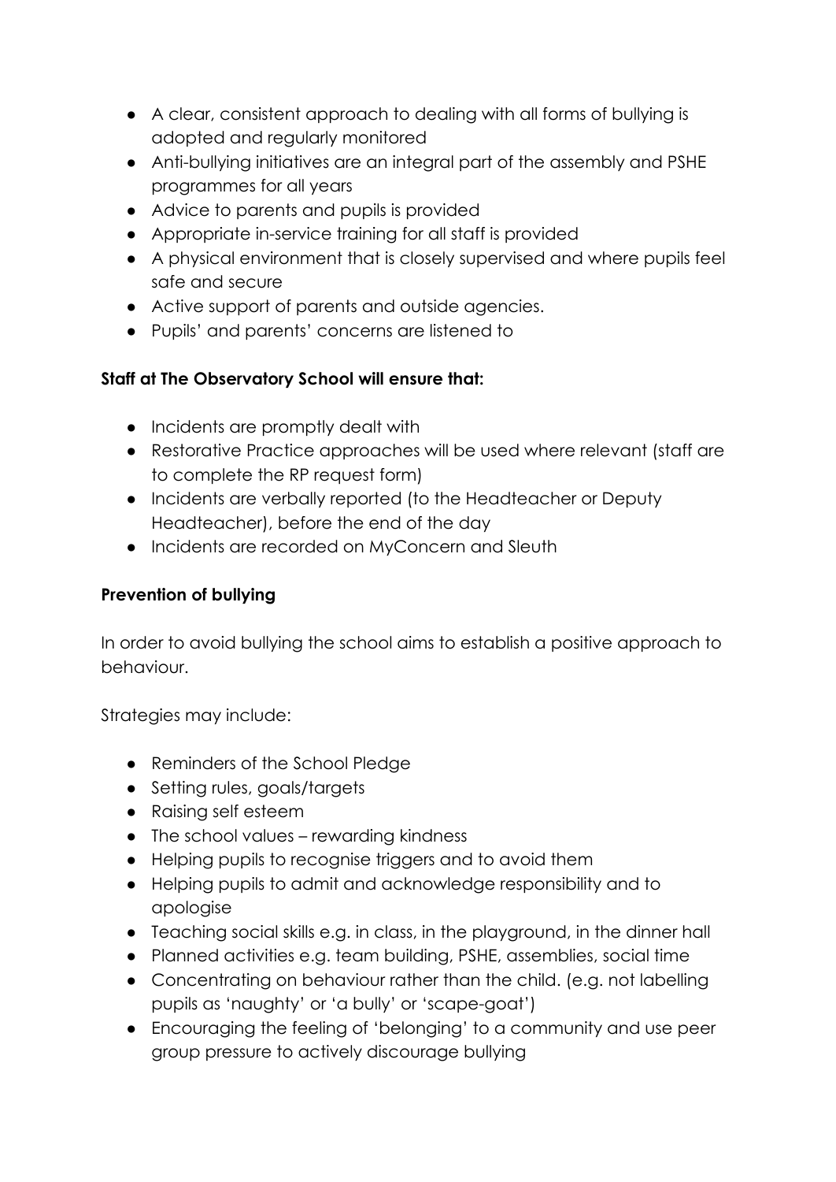- A clear, consistent approach to dealing with all forms of bullying is adopted and regularly monitored
- Anti-bullying initiatives are an integral part of the assembly and PSHE programmes for all years
- Advice to parents and pupils is provided
- Appropriate in-service training for all staff is provided
- A physical environment that is closely supervised and where pupils feel safe and secure
- Active support of parents and outside agencies.
- Pupils' and parents' concerns are listened to

**Staff at The Observatory School will ensure that:**

- Incidents are promptly dealt with
- Restorative Practice approaches will be used where relevant (staff are to complete the RP request form)
- Incidents are verbally reported (to the Headteacher or Deputy Headteacher), before the end of the day
- Incidents are recorded on MyConcern and Sleuth

**Prevention of bullying**

In order to avoid bullying the school aims to establish a positive approach to behaviour.

Strategies may include:

- Reminders of the School Pledge
- Setting rules, goals/targets
- Raising self esteem
- The school values – rewarding kindness
- Helping pupils to recognise triggers and to avoid them
- Helping pupils to admit and acknowledge responsibility and to apologise
- Teaching social skills e.g. in class, in the playground, in the dinner hall
- Planned activities e.g. team building, PSHE, assemblies, social time
- Concentrating on behaviour rather than the child. (e.g. not labelling pupils as 'naughty' or 'a bully' or 'scape-goat')
- Encouraging the feeling of 'belonging' to a community and use peer group pressure to actively discourage bullying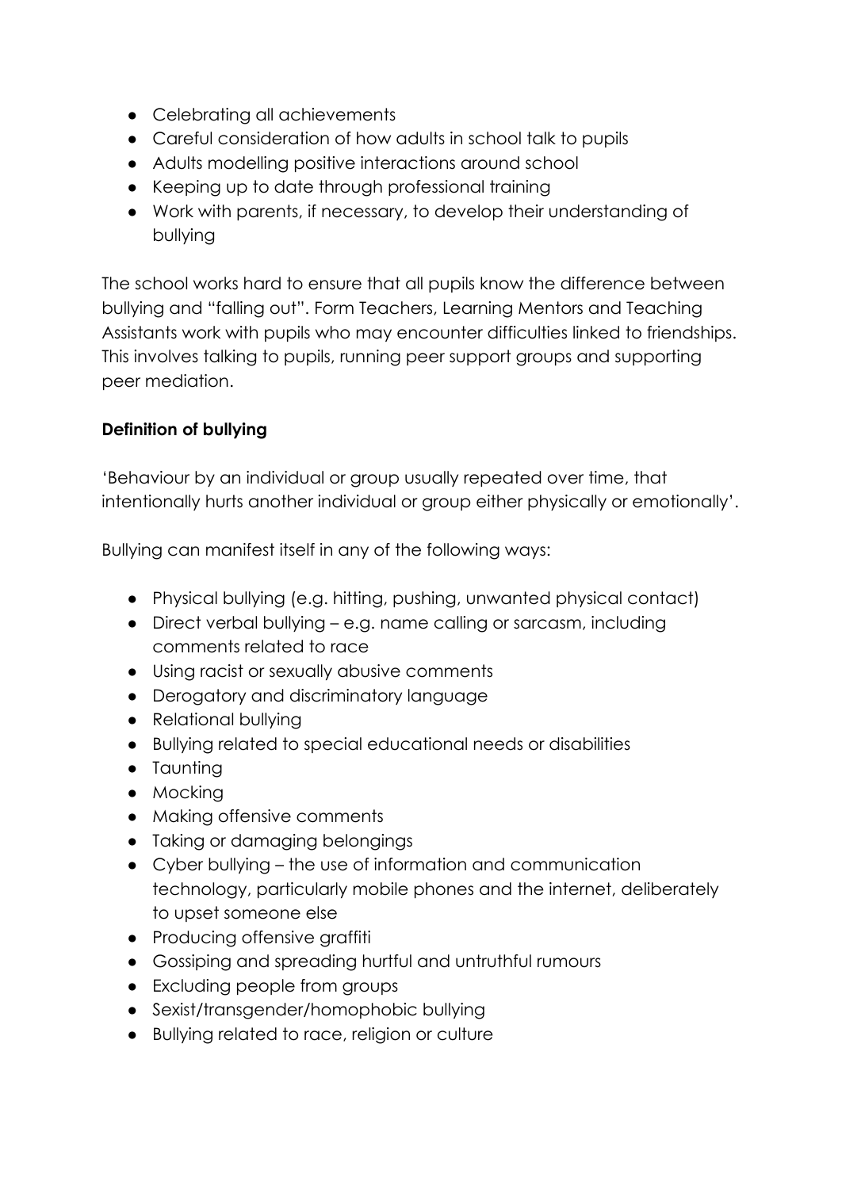- Celebrating all achievements
- Careful consideration of how adults in school talk to pupils
- Adults modelling positive interactions around school
- Keeping up to date through professional training
- Work with parents, if necessary, to develop their understanding of bullying

The school works hard to ensure that all pupils know the difference between bullying and "falling out". Form Teachers, Learning Mentors and Teaching Assistants work with pupils who may encounter difficulties linked to friendships. This involves talking to pupils, running peer support groups and supporting peer mediation.

**Definition of bullying**

'Behaviour by an individual or group usually repeated over time, that intentionally hurts another individual or group either physically or emotionally'.

Bullying can manifest itself in any of the following ways:

- Physical bullying (e.g. hitting, pushing, unwanted physical contact)
- Direct verbal bullying – e.g. name calling or sarcasm, including comments related to race
- Using racist or sexually abusive comments
- Derogatory and discriminatory language
- Relational bullying
- Bullying related to special educational needs or disabilities
- Taunting
- Mocking
- Making offensive comments
- Taking or damaging belongings
- Cyber bullying – the use of information and communication technology, particularly mobile phones and the internet, deliberately to upset someone else
- Producing offensive graffiti
- Gossiping and spreading hurtful and untruthful rumours
- Excluding people from groups
- Sexist/transgender/homophobic bullying
- Bullying related to race, religion or culture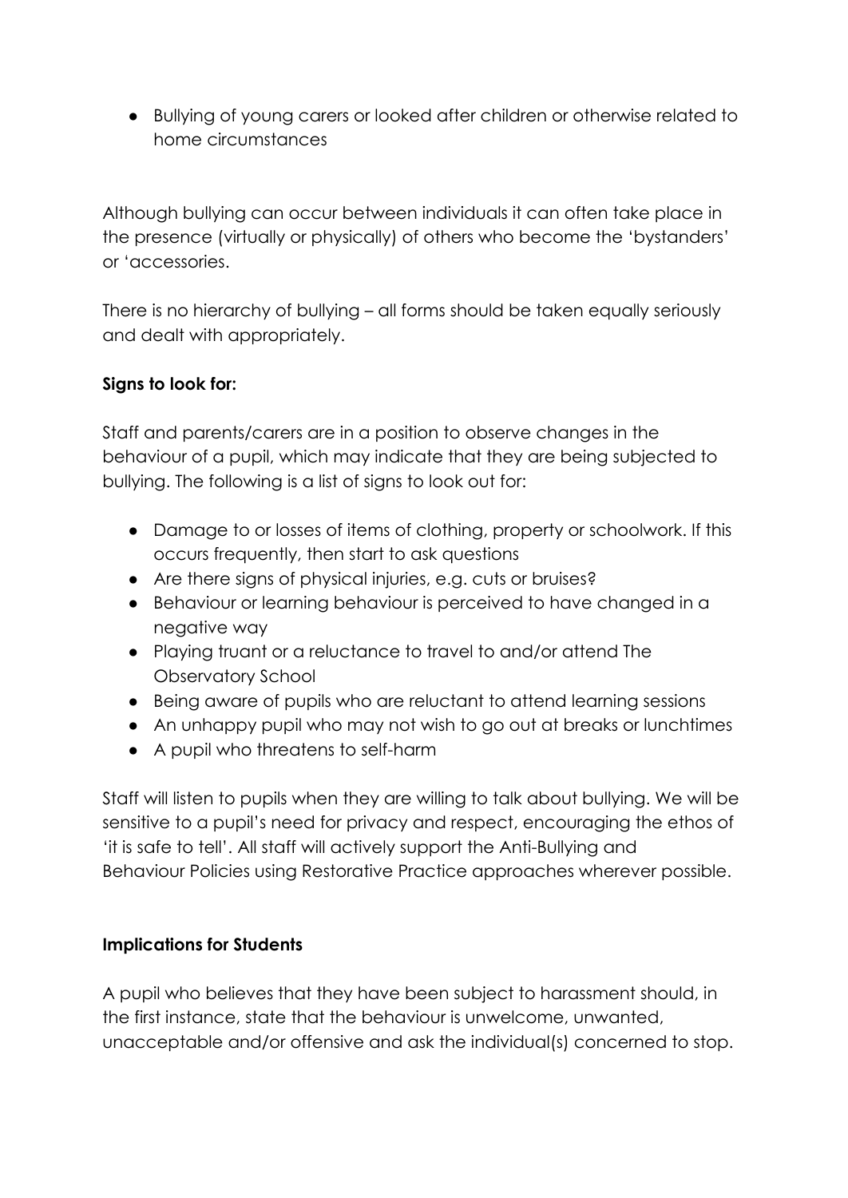- Bullying of young carers or looked after children or otherwise related to home circumstances

Although bullying can occur between individuals it can often take place in the presence (virtually or physically) of others who become the 'bystanders' or 'accessories.

There is no hierarchy of bullying – all forms should be taken equally seriously and dealt with appropriately.

**Signs to look for:**

Staff and parents/carers are in a position to observe changes in the behaviour of a pupil, which may indicate that they are being subjected to bullying. The following is a list of signs to look out for:

- Damage to or losses of items of clothing, property or schoolwork. If this occurs frequently, then start to ask questions
- Are there signs of physical injuries, e.g. cuts or bruises?
- Behaviour or learning behaviour is perceived to have changed in a negative way
- Playing truant or a reluctance to travel to and/or attend The Observatory School
- Being aware of pupils who are reluctant to attend learning sessions
- An unhappy pupil who may not wish to go out at breaks or lunchtimes
- A pupil who threatens to self-harm

Staff will listen to pupils when they are willing to talk about bullying. We will be sensitive to a pupil's need for privacy and respect, encouraging the ethos of 'it is safe to tell'. All staff will actively support the Anti-Bullying and Behaviour Policies using Restorative Practice approaches wherever possible.

**Implications for Students**

A pupil who believes that they have been subject to harassment should, in the first instance, state that the behaviour is unwelcome, unwanted, unacceptable and/or offensive and ask the individual(s) concerned to stop.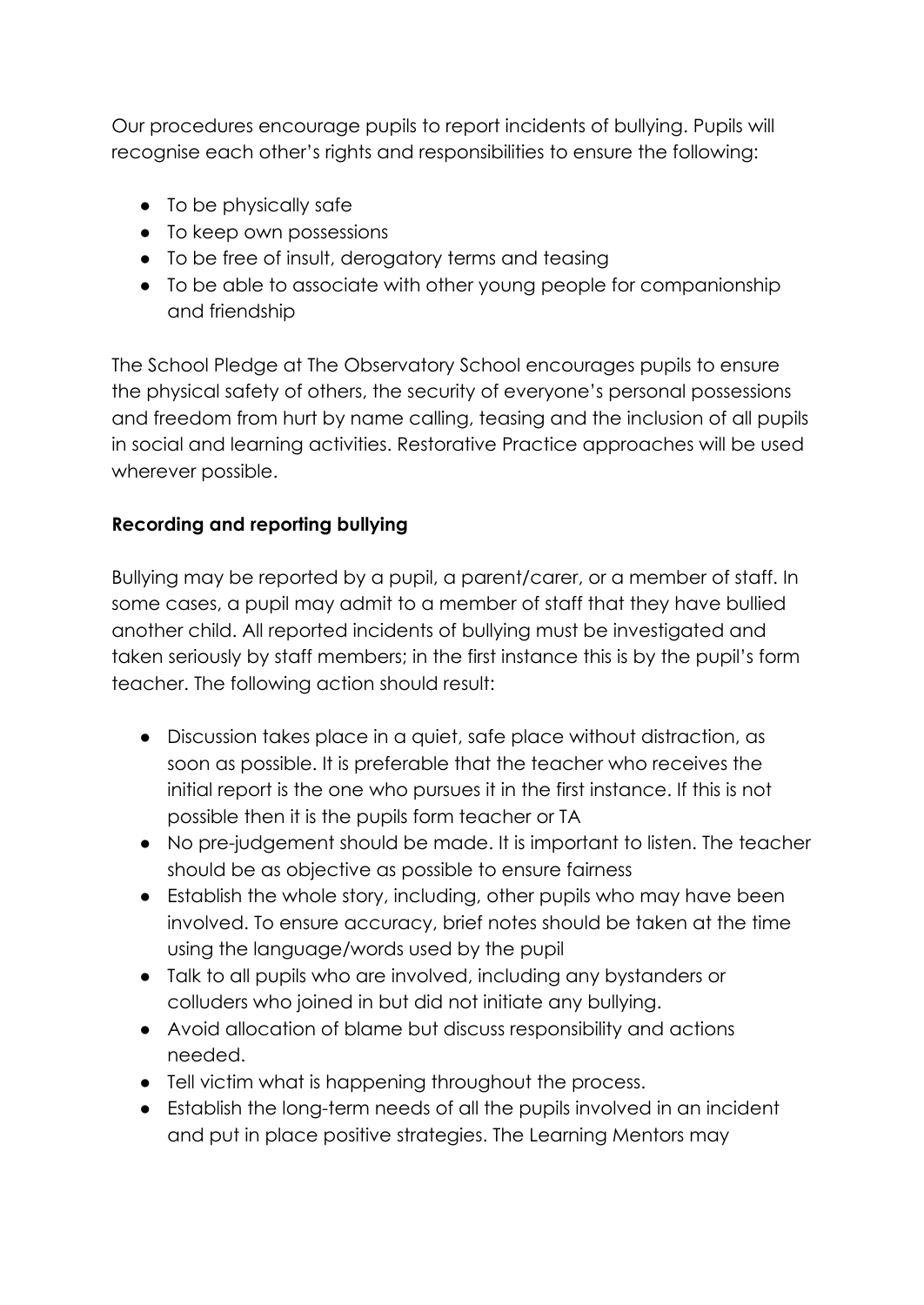Our procedures encourage pupils to report incidents of bullying. Pupils will recognise each other's rights and responsibilities to ensure the following:

- To be physically safe
- To keep own possessions
- To be free of insult, derogatory terms and teasing
- To be able to associate with other young people for companionship and friendship

The School Pledge at The Observatory School encourages pupils to ensure the physical safety of others, the security of everyone's personal possessions and freedom from hurt by name calling, teasing and the inclusion of all pupils in social and learning activities. Restorative Practice approaches will be used wherever possible.

**Recording and reporting bullying**

Bullying may be reported by a pupil, a parent/carer, or a member of staff. In some cases, a pupil may admit to a member of staff that they have bullied another child. All reported incidents of bullying must be investigated and taken seriously by staff members; in the first instance this is by the pupil's form teacher. The following action should result:

- Discussion takes place in a quiet, safe place without distraction, as soon as possible. It is preferable that the teacher who receives the initial report is the one who pursues it in the first instance. If this is not possible then it is the pupils form teacher or TA
- No pre-judgement should be made. It is important to listen. The teacher should be as objective as possible to ensure fairness
- Establish the whole story, including, other pupils who may have been involved. To ensure accuracy, brief notes should be taken at the time using the language/words used by the pupil
- Talk to all pupils who are involved, including any bystanders or colluders who joined in but did not initiate any bullying.
- Avoid allocation of blame but discuss responsibility and actions needed.
- Tell victim what is happening throughout the process.
- Establish the long-term needs of all the pupils involved in an incident and put in place positive strategies. The Learning Mentors may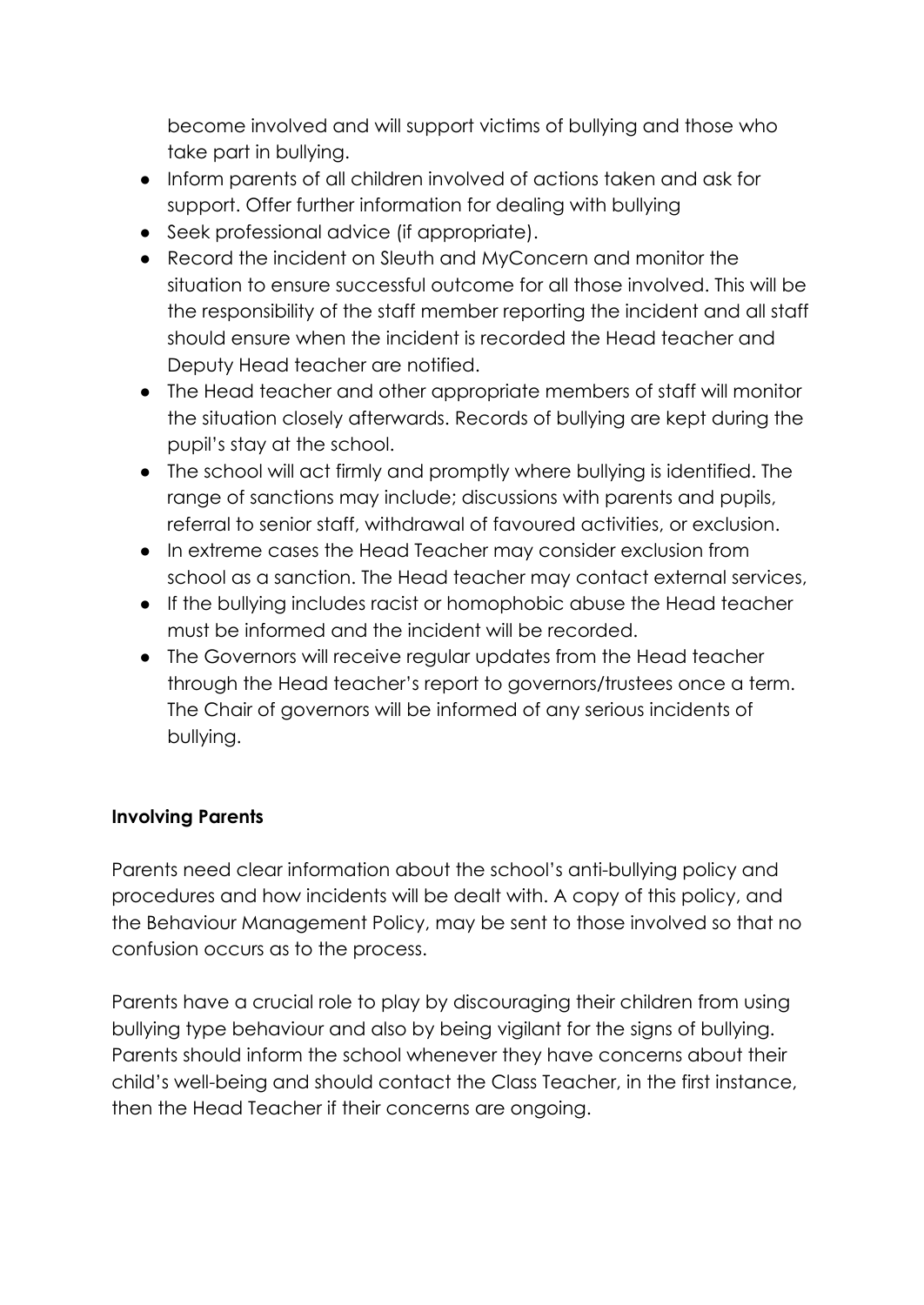become involved and will support victims of bullying and those who take part in bullying.

- Inform parents of all children involved of actions taken and ask for support. Offer further information for dealing with bullying
- Seek professional advice (if appropriate).
- Record the incident on Sleuth and MyConcern and monitor the situation to ensure successful outcome for all those involved. This will be the responsibility of the staff member reporting the incident and all staff should ensure when the incident is recorded the Head teacher and Deputy Head teacher are notified.
- The Head teacher and other appropriate members of staff will monitor the situation closely afterwards. Records of bullying are kept during the pupil's stay at the school.
- The school will act firmly and promptly where bullying is identified. The range of sanctions may include; discussions with parents and pupils, referral to senior staff, withdrawal of favoured activities, or exclusion.
- In extreme cases the Head Teacher may consider exclusion from school as a sanction. The Head teacher may contact external services,
- If the bullying includes racist or homophobic abuse the Head teacher must be informed and the incident will be recorded.
- The Governors will receive regular updates from the Head teacher through the Head teacher's report to governors/trustees once a term. The Chair of governors will be informed of any serious incidents of bullying.

**Involving Parents**

Parents need clear information about the school's anti-bullying policy and procedures and how incidents will be dealt with. A copy of this policy, and the Behaviour Management Policy, may be sent to those involved so that no confusion occurs as to the process.

Parents have a crucial role to play by discouraging their children from using bullying type behaviour and also by being vigilant for the signs of bullying. Parents should inform the school whenever they have concerns about their child's well-being and should contact the Class Teacher, in the first instance, then the Head Teacher if their concerns are ongoing.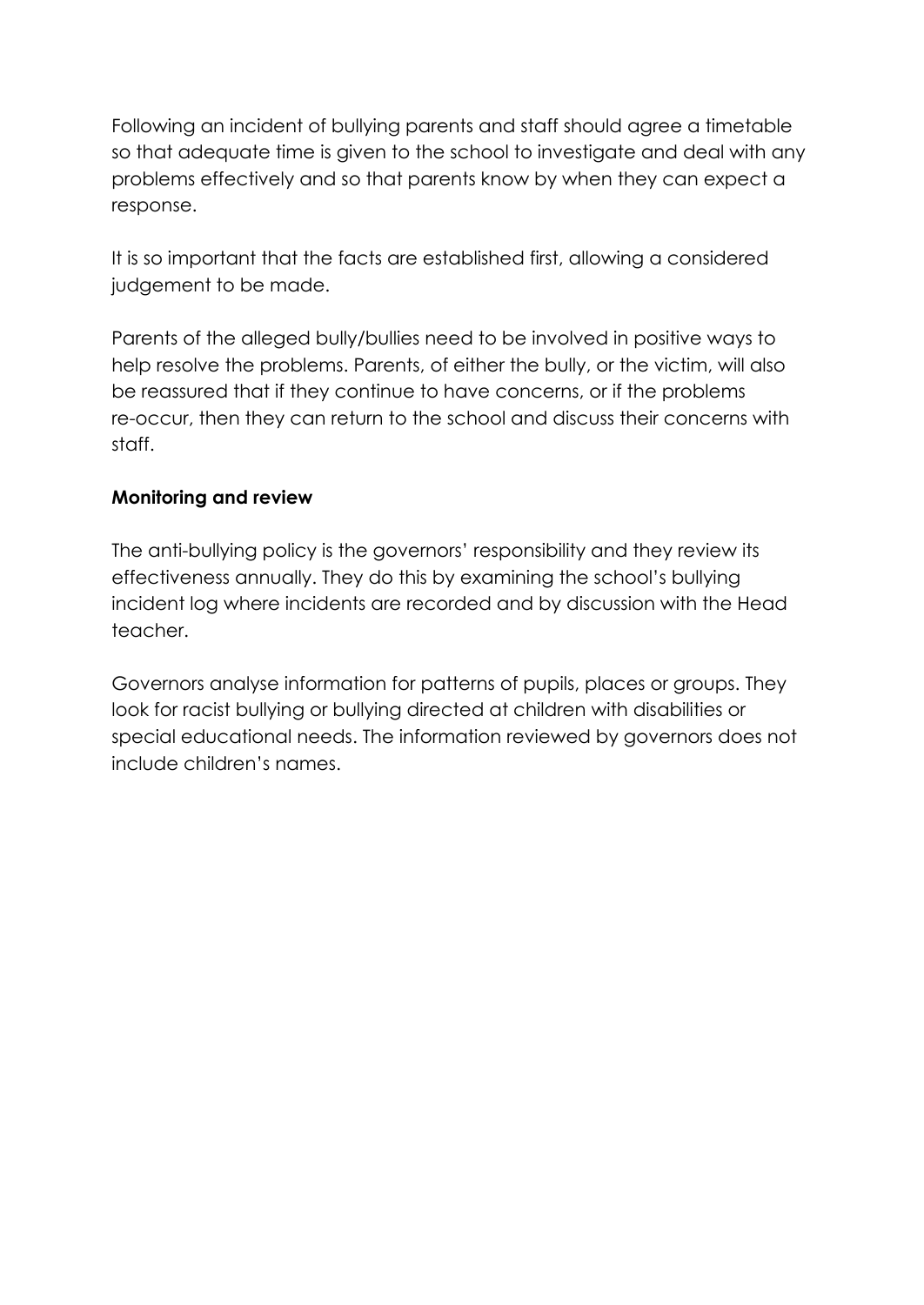Following an incident of bullying parents and staff should agree a timetable so that adequate time is given to the school to investigate and deal with any problems effectively and so that parents know by when they can expect a response.

It is so important that the facts are established first, allowing a considered judgement to be made.

Parents of the alleged bully/bullies need to be involved in positive ways to help resolve the problems. Parents, of either the bully, or the victim, will also be reassured that if they continue to have concerns, or if the problems re-occur, then they can return to the school and discuss their concerns with staff.

**Monitoring and review**

The anti-bullying policy is the governors' responsibility and they review its effectiveness annually. They do this by examining the school's bullying incident log where incidents are recorded and by discussion with the Head teacher.

Governors analyse information for patterns of pupils, places or groups. They look for racist bullying or bullying directed at children with disabilities or special educational needs. The information reviewed by governors does not include children's names.